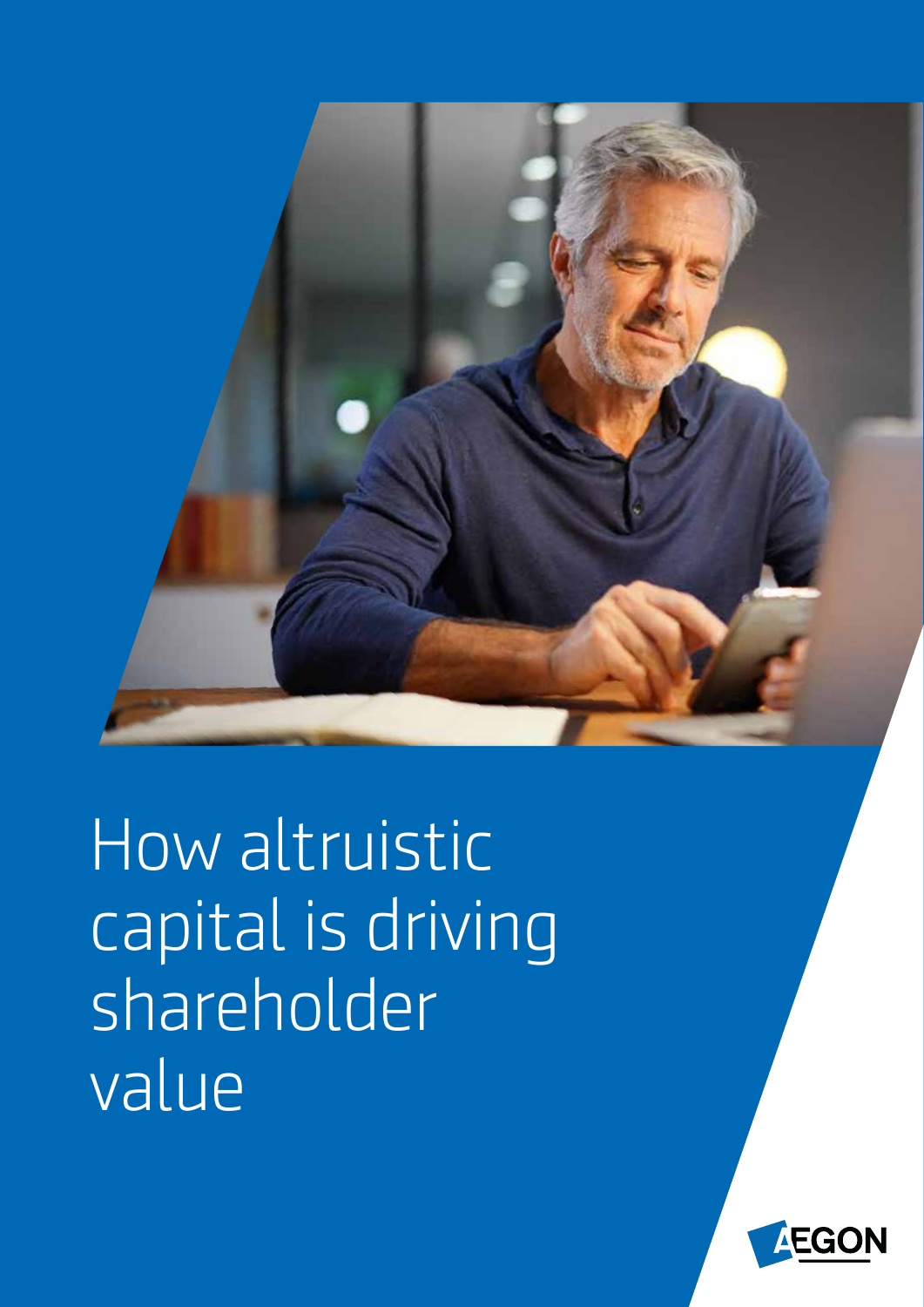# How altruistic capital is driving shareholder value

AEGON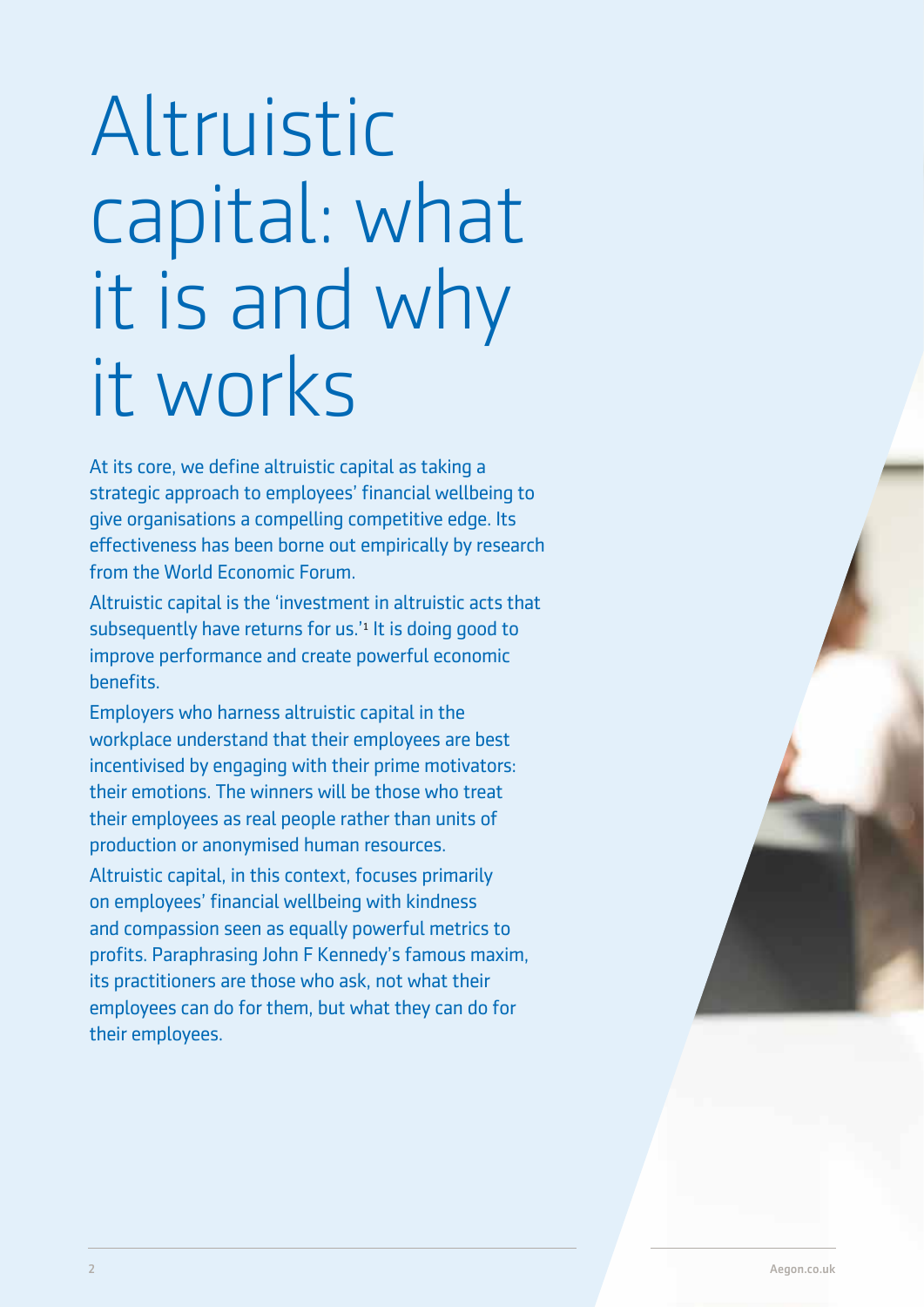# Altruistic capital: what it is and why it works

At its core, we define altruistic capital as taking a strategic approach to employees' financial wellbeing to give organisations a compelling competitive edge. Its effectiveness has been borne out empirically by research from the World Economic Forum.

Altruistic capital is the 'investment in altruistic acts that subsequently have returns for us.'[1] It is doing good to improve performance and create powerful economic benefits.

Employers who harness altruistic capital in the workplace understand that their employees are best incentivised by engaging with their prime motivators: their emotions. The winners will be those who treat their employees as real people rather than units of production or anonymised human resources.

Altruistic capital, in this context, focuses primarily on employees' financial wellbeing with kindness and compassion seen as equally powerful metrics to profits. Paraphrasing John F Kennedy's famous maxim, its practitioners are those who ask, not what their employees can do for them, but what they can do for their employees.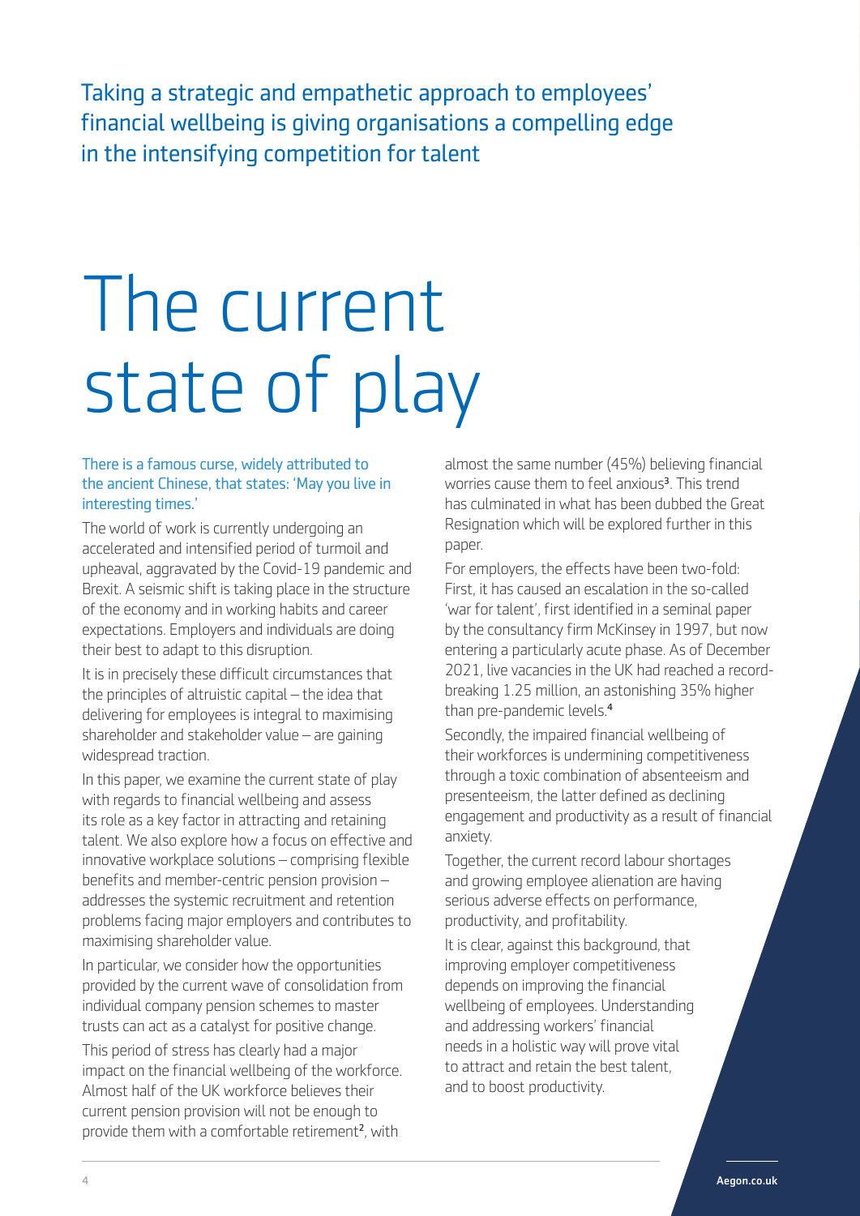Taking a strategic and empathetic approach to employees' financial wellbeing is giving organisations a compelling edge in the intensifying competition for talent

# The current state of play

There is a famous curse, widely attributed to the ancient Chinese, that states: 'May you live in interesting times.'

The world of work is currently undergoing an accelerated and intensified period of turmoil and upheaval, aggravated by the Covid-19 pandemic and Brexit. A seismic shift is taking place in the structure of the economy and in working habits and career expectations. Employers and individuals are doing their best to adapt to this disruption.

It is in precisely these difficult circumstances that the principles of altruistic capital – the idea that delivering for employees is integral to maximising shareholder and stakeholder value – are gaining widespread traction.

In this paper, we examine the current state of play with regards to financial wellbeing and assess its role as a key factor in attracting and retaining talent. We also explore how a focus on effective and innovative workplace solutions – comprising flexible benefits and member-centric pension provision – addresses the systemic recruitment and retention problems facing major employers and contributes to maximising shareholder value.

In particular, we consider how the opportunities provided by the current wave of consolidation from individual company pension schemes to master trusts can act as a catalyst for positive change.

This period of stress has clearly had a major impact on the financial wellbeing of the workforce. Almost half of the UK workforce believes their current pension provision will not be enough to provide them with a comfortable retirement[2], with almost the same number (45%) believing financial worries cause them to feel anxious[3]. This trend has culminated in what has been dubbed the Great Resignation which will be explored further in this paper.

For employers, the effects have been two-fold: First, it has caused an escalation in the so-called 'war for talent', first identified in a seminal paper by the consultancy firm McKinsey in 1997, but now entering a particularly acute phase. As of December 2021, live vacancies in the UK had reached a record-breaking 1.25 million, an astonishing 35% higher than pre-pandemic levels.[4]

Secondly, the impaired financial wellbeing of their workforces is undermining competitiveness through a toxic combination of absenteeism and presenteeism, the latter defined as declining engagement and productivity as a result of financial anxiety.

Together, the current record labour shortages and growing employee alienation are having serious adverse effects on performance, productivity, and profitability.

It is clear, against this background, that improving employer competitiveness depends on improving the financial wellbeing of employees. Understanding and addressing workers' financial needs in a holistic way will prove vital to attract and retain the best talent, and to boost productivity.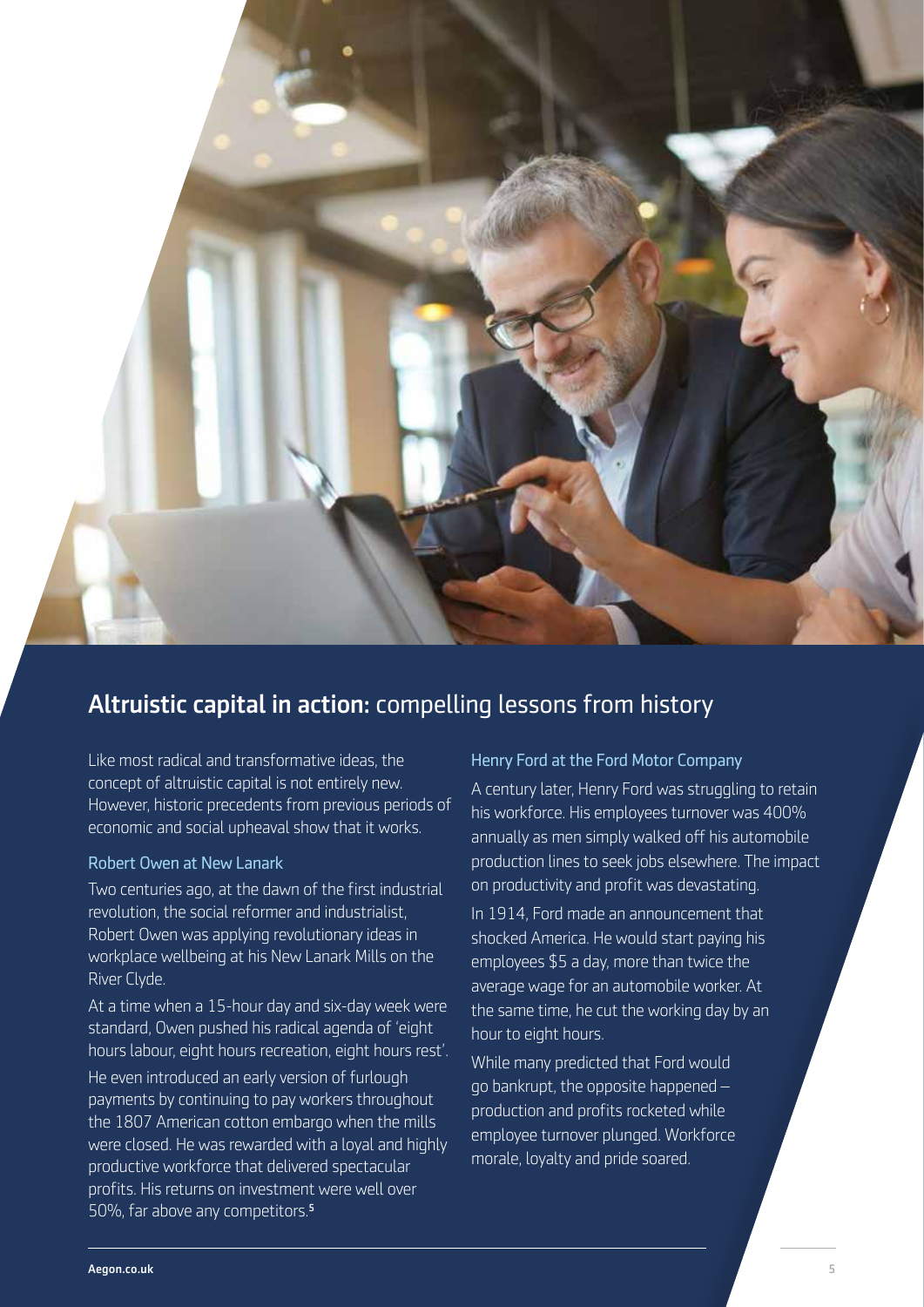## **Altruistic capital in action:** compelling lessons from history

Like most radical and transformative ideas, the concept of altruistic capital is not entirely new. However, historic precedents from previous periods of economic and social upheaval show that it works.

### Robert Owen at New Lanark

Two centuries ago, at the dawn of the first industrial revolution, the social reformer and industrialist, Robert Owen was applying revolutionary ideas in workplace wellbeing at his New Lanark Mills on the River Clyde.

At a time when a 15-hour day and six-day week were standard, Owen pushed his radical agenda of 'eight hours labour, eight hours recreation, eight hours rest'.

He even introduced an early version of furlough payments by continuing to pay workers throughout the 1807 American cotton embargo when the mills were closed. He was rewarded with a loyal and highly productive workforce that delivered spectacular profits. His returns on investment were well over 50%, far above any competitors.[5]

### Henry Ford at the Ford Motor Company

A century later, Henry Ford was struggling to retain his workforce. His employees turnover was 400% annually as men simply walked off his automobile production lines to seek jobs elsewhere. The impact on productivity and profit was devastating.

In 1914, Ford made an announcement that shocked America. He would start paying his employees $5 a day, more than twice the average wage for an automobile worker. At the same time, he cut the working day by an hour to eight hours.

While many predicted that Ford would go bankrupt, the opposite happened – production and profits rocketed while employee turnover plunged. Workforce morale, loyalty and pride soared.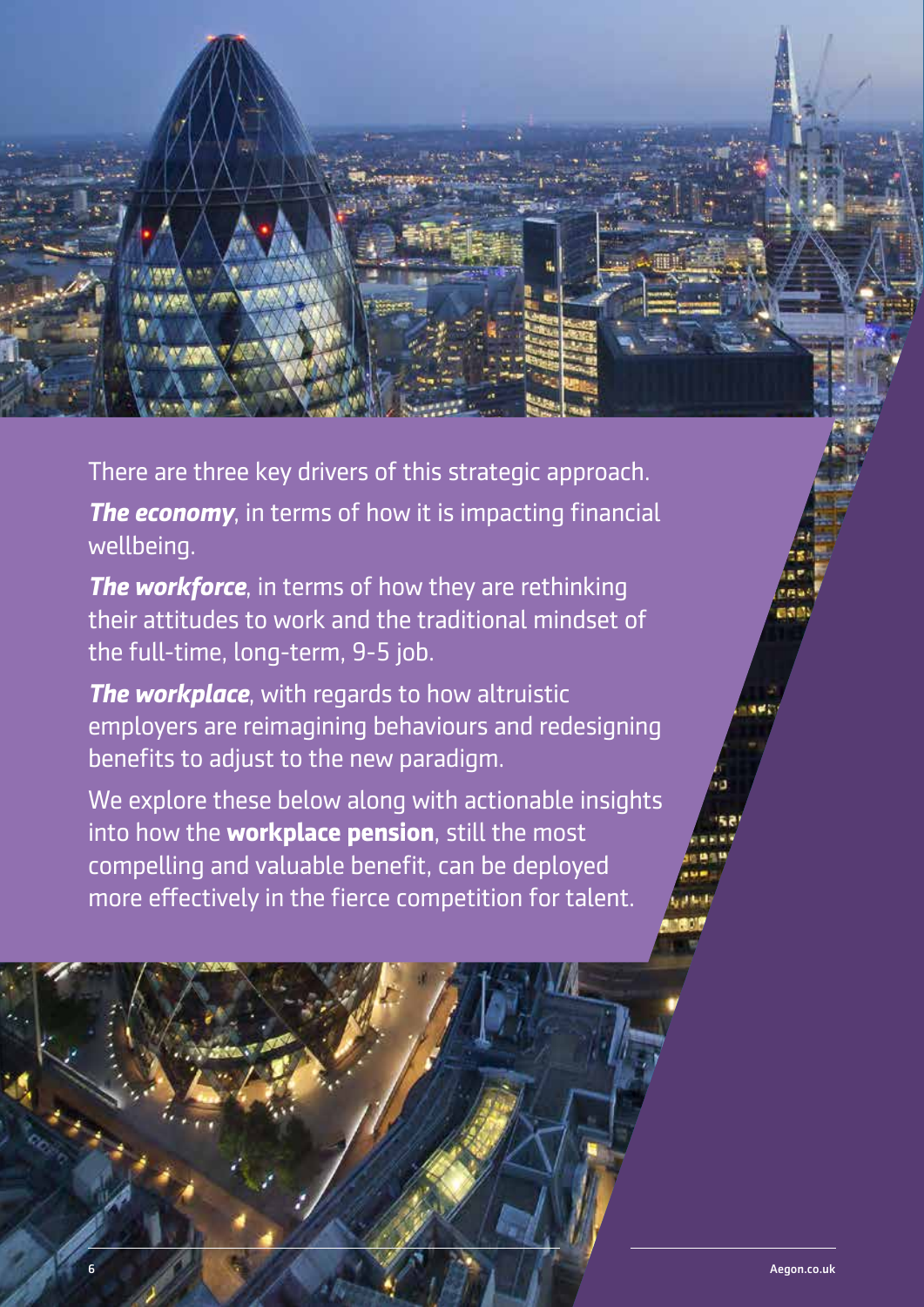There are three key drivers of this strategic approach.

***The economy***, in terms of how it is impacting financial wellbeing.

***The workforce***, in terms of how they are rethinking their attitudes to work and the traditional mindset of the full-time, long-term, 9-5 job.

***The workplace***, with regards to how altruistic employers are reimagining behaviours and redesigning benefits to adjust to the new paradigm.

We explore these below along with actionable insights into how the **workplace pension**, still the most compelling and valuable benefit, can be deployed more effectively in the fierce competition for talent.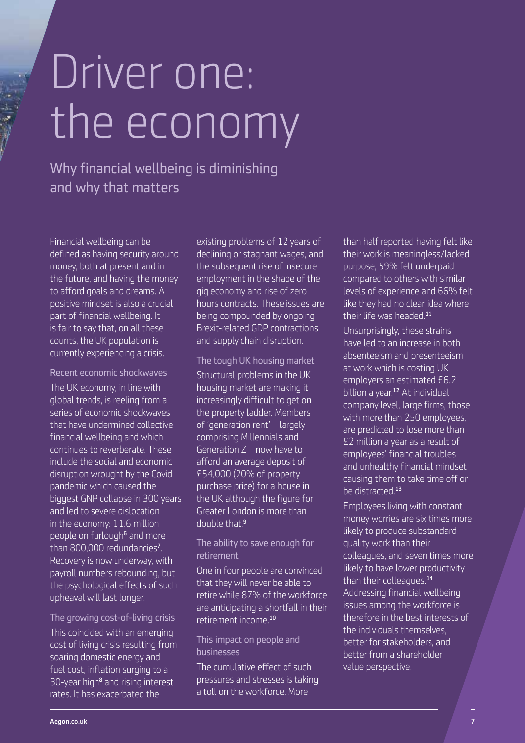# Driver one: the economy

## Why financial wellbeing is diminishing and why that matters

Financial wellbeing can be defined as having security around money, both at present and in the future, and having the money to afford goals and dreams. A positive mindset is also a crucial part of financial wellbeing. It is fair to say that, on all these counts, the UK population is currently experiencing a crisis.

### Recent economic shockwaves

The UK economy, in line with global trends, is reeling from a series of economic shockwaves that have undermined collective financial wellbeing and which continues to reverberate. These include the social and economic disruption wrought by the Covid pandemic which caused the biggest GNP collapse in 300 years and led to severe dislocation in the economy: 11.6 million people on furlough[6] and more than 800,000 redundancies[7]. Recovery is now underway, with payroll numbers rebounding, but the psychological effects of such upheaval will last longer.

### The growing cost-of-living crisis

This coincided with an emerging cost of living crisis resulting from soaring domestic energy and fuel cost, inflation surging to a 30-year high[8] and rising interest rates. It has exacerbated the existing problems of 12 years of declining or stagnant wages, and the subsequent rise of insecure employment in the shape of the gig economy and rise of zero hours contracts. These issues are being compounded by ongoing Brexit-related GDP contractions and supply chain disruption.

### The tough UK housing market

Structural problems in the UK housing market are making it increasingly difficult to get on the property ladder. Members of 'generation rent' – largely comprising Millennials and Generation Z – now have to afford an average deposit of £54,000 (20% of property purchase price) for a house in the UK although the figure for Greater London is more than double that.[9]

### The ability to save enough for retirement

One in four people are convinced that they will never be able to retire while 87% of the workforce are anticipating a shortfall in their retirement income.[10]

### This impact on people and businesses

The cumulative effect of such pressures and stresses is taking a toll on the workforce. More than half reported having felt like their work is meaningless/lacked purpose, 59% felt underpaid compared to others with similar levels of experience and 66% felt like they had no clear idea where their life was headed.[11]

Unsurprisingly, these strains have led to an increase in both absenteeism and presenteeism at work which is costing UK employers an estimated £6.2 billion a year.[12] At individual company level, large firms, those with more than 250 employees, are predicted to lose more than £2 million a year as a result of employees' financial troubles and unhealthy financial mindset causing them to take time off or be distracted.[13]

Employees living with constant money worries are six times more likely to produce substandard quality work than their colleagues, and seven times more likely to have lower productivity than their colleagues.[14] Addressing financial wellbeing issues among the workforce is therefore in the best interests of the individuals themselves, better for stakeholders, and better from a shareholder value perspective.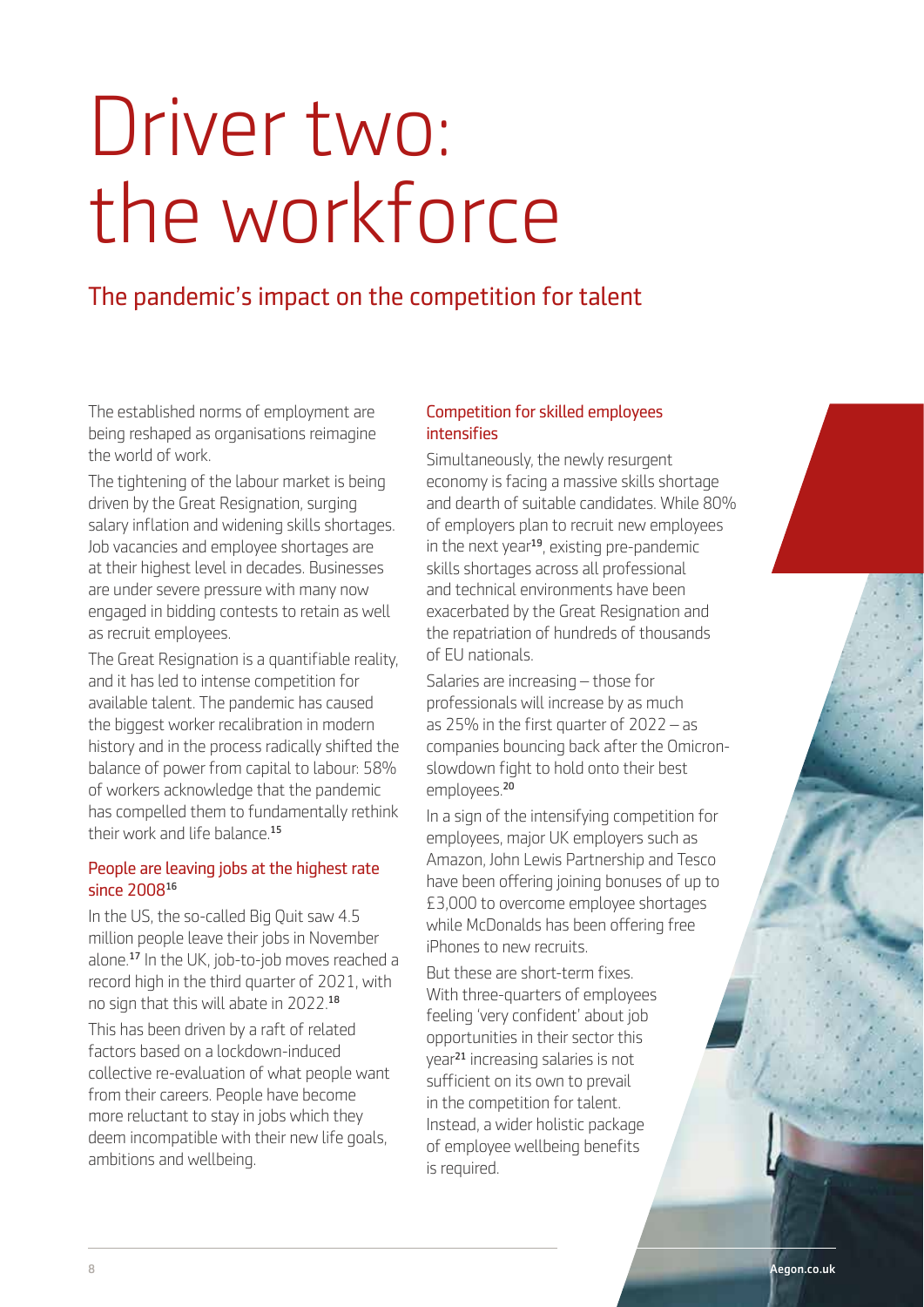# Driver two: the workforce

## The pandemic's impact on the competition for talent

The established norms of employment are being reshaped as organisations reimagine the world of work.

The tightening of the labour market is being driven by the Great Resignation, surging salary inflation and widening skills shortages. Job vacancies and employee shortages are at their highest level in decades. Businesses are under severe pressure with many now engaged in bidding contests to retain as well as recruit employees.

The Great Resignation is a quantifiable reality, and it has led to intense competition for available talent. The pandemic has caused the biggest worker recalibration in modern history and in the process radically shifted the balance of power from capital to labour: 58% of workers acknowledge that the pandemic has compelled them to fundamentally rethink their work and life balance.[15]

### People are leaving jobs at the highest rate since 2008[16]

In the US, the so-called Big Quit saw 4.5 million people leave their jobs in November alone.[17] In the UK, job-to-job moves reached a record high in the third quarter of 2021, with no sign that this will abate in 2022.[18]

This has been driven by a raft of related factors based on a lockdown-induced collective re-evaluation of what people want from their careers. People have become more reluctant to stay in jobs which they deem incompatible with their new life goals, ambitions and wellbeing.

### Competition for skilled employees intensifies

Simultaneously, the newly resurgent economy is facing a massive skills shortage and dearth of suitable candidates. While 80% of employers plan to recruit new employees in the next year[19], existing pre-pandemic skills shortages across all professional and technical environments have been exacerbated by the Great Resignation and the repatriation of hundreds of thousands of EU nationals.

Salaries are increasing – those for professionals will increase by as much as 25% in the first quarter of 2022 – as companies bouncing back after the Omicron-slowdown fight to hold onto their best employees.[20]

In a sign of the intensifying competition for employees, major UK employers such as Amazon, John Lewis Partnership and Tesco have been offering joining bonuses of up to £3,000 to overcome employee shortages while McDonalds has been offering free iPhones to new recruits.

But these are short-term fixes. With three-quarters of employees feeling 'very confident' about job opportunities in their sector this year[21] increasing salaries is not sufficient on its own to prevail in the competition for talent. Instead, a wider holistic package of employee wellbeing benefits is required.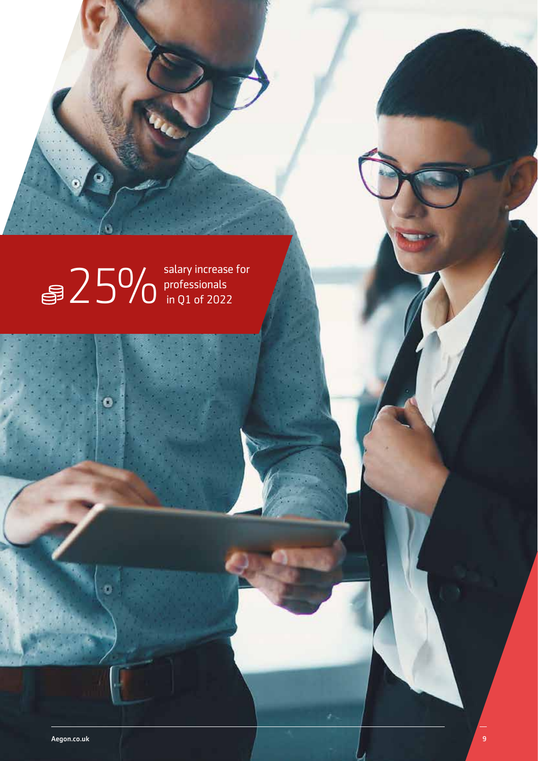25% salary increase for professionals in Q1 of 2022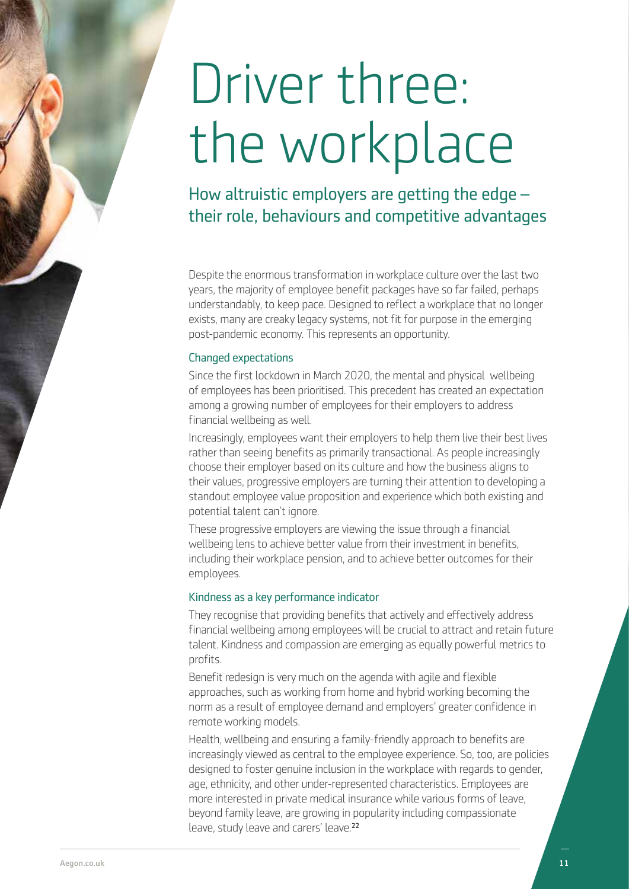# Driver three: the workplace

## How altruistic employers are getting the edge – their role, behaviours and competitive advantages

Despite the enormous transformation in workplace culture over the last two years, the majority of employee benefit packages have so far failed, perhaps understandably, to keep pace. Designed to reflect a workplace that no longer exists, many are creaky legacy systems, not fit for purpose in the emerging post-pandemic economy. This represents an opportunity.

### Changed expectations

Since the first lockdown in March 2020, the mental and physical wellbeing of employees has been prioritised. This precedent has created an expectation among a growing number of employees for their employers to address financial wellbeing as well.

Increasingly, employees want their employers to help them live their best lives rather than seeing benefits as primarily transactional. As people increasingly choose their employer based on its culture and how the business aligns to their values, progressive employers are turning their attention to developing a standout employee value proposition and experience which both existing and potential talent can't ignore.

These progressive employers are viewing the issue through a financial wellbeing lens to achieve better value from their investment in benefits, including their workplace pension, and to achieve better outcomes for their employees.

### Kindness as a key performance indicator

They recognise that providing benefits that actively and effectively address financial wellbeing among employees will be crucial to attract and retain future talent. Kindness and compassion are emerging as equally powerful metrics to profits.

Benefit redesign is very much on the agenda with agile and flexible approaches, such as working from home and hybrid working becoming the norm as a result of employee demand and employers' greater confidence in remote working models.

Health, wellbeing and ensuring a family-friendly approach to benefits are increasingly viewed as central to the employee experience. So, too, are policies designed to foster genuine inclusion in the workplace with regards to gender, age, ethnicity, and other under-represented characteristics. Employees are more interested in private medical insurance while various forms of leave, beyond family leave, are growing in popularity including compassionate leave, study leave and carers' leave.[22]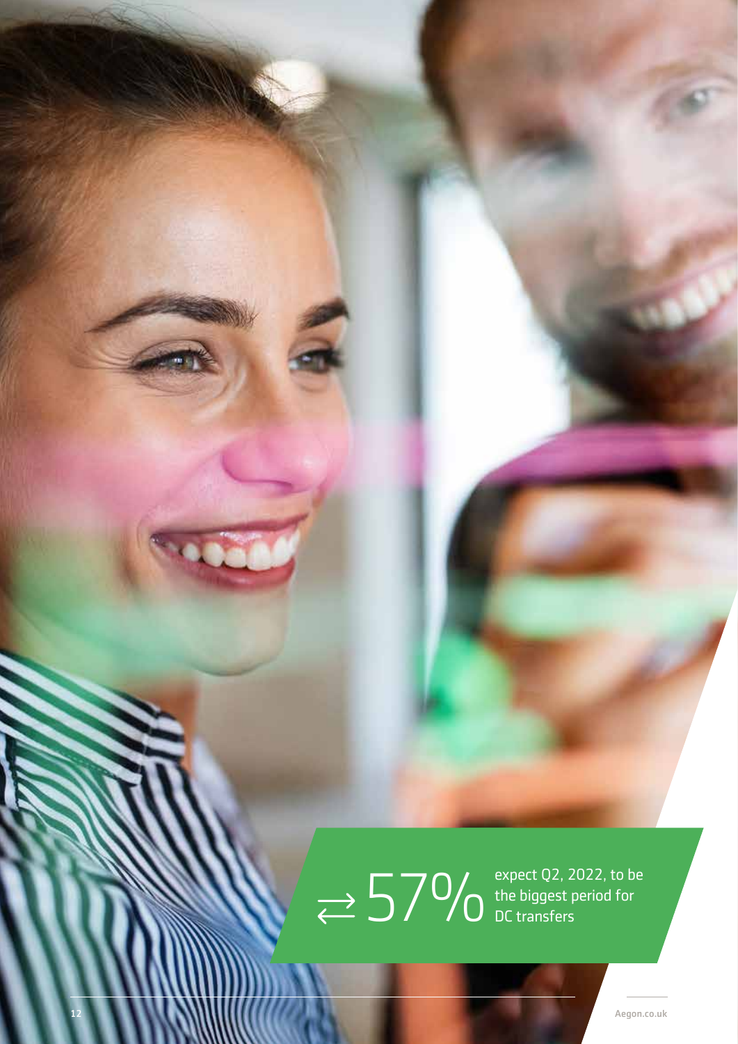⇄ 57% expect Q2, 2022, to be the biggest period for DC transfers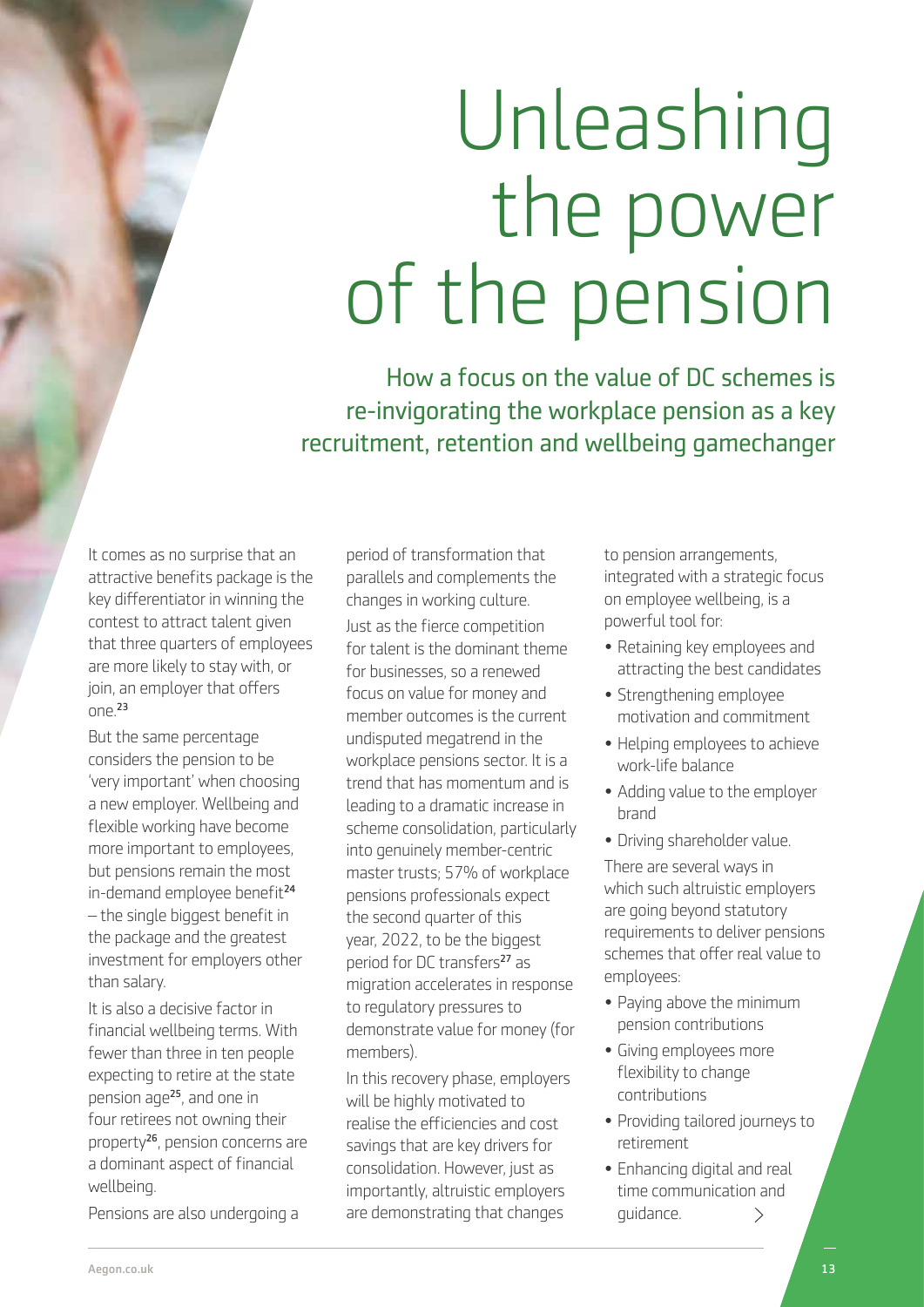# Unleashing the power of the pension

## How a focus on the value of DC schemes is re-invigorating the workplace pension as a key recruitment, retention and wellbeing gamechanger

It comes as no surprise that an attractive benefits package is the key differentiator in winning the contest to attract talent given that three quarters of employees are more likely to stay with, or join, an employer that offers one.[23]

But the same percentage considers the pension to be 'very important' when choosing a new employer. Wellbeing and flexible working have become more important to employees, but pensions remain the most in-demand employee benefit[24] – the single biggest benefit in the package and the greatest investment for employers other than salary.

It is also a decisive factor in financial wellbeing terms. With fewer than three in ten people expecting to retire at the state pension age[25], and one in four retirees not owning their property[26], pension concerns are a dominant aspect of financial wellbeing.

Pensions are also undergoing a period of transformation that parallels and complements the changes in working culture.

Just as the fierce competition for talent is the dominant theme for businesses, so a renewed focus on value for money and member outcomes is the current undisputed megatrend in the workplace pensions sector. It is a trend that has momentum and is leading to a dramatic increase in scheme consolidation, particularly into genuinely member-centric master trusts; 57% of workplace pensions professionals expect the second quarter of this year, 2022, to be the biggest period for DC transfers[27] as migration accelerates in response to regulatory pressures to demonstrate value for money (for members).

In this recovery phase, employers will be highly motivated to realise the efficiencies and cost savings that are key drivers for consolidation. However, just as importantly, altruistic employers are demonstrating that changes to pension arrangements, integrated with a strategic focus on employee wellbeing, is a powerful tool for:

- Retaining key employees and attracting the best candidates
- Strengthening employee motivation and commitment
- Helping employees to achieve work-life balance
- Adding value to the employer brand
- Driving shareholder value.

There are several ways in which such altruistic employers are going beyond statutory requirements to deliver pensions schemes that offer real value to employees:

- Paying above the minimum pension contributions
- Giving employees more flexibility to change contributions
- Providing tailored journeys to retirement
- Enhancing digital and real time communication and guidance.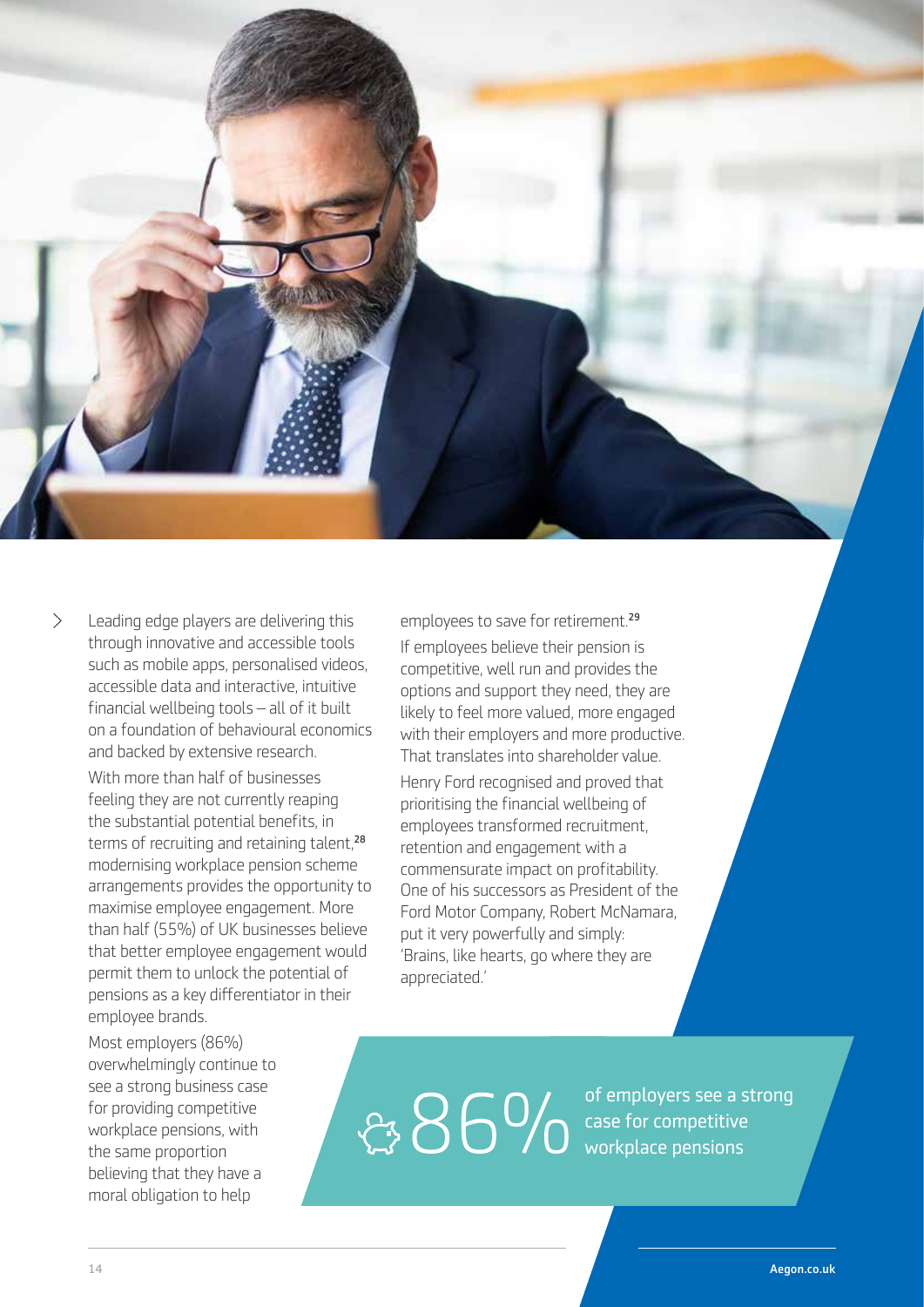Leading edge players are delivering this through innovative and accessible tools such as mobile apps, personalised videos, accessible data and interactive, intuitive financial wellbeing tools – all of it built on a foundation of behavioural economics and backed by extensive research.

With more than half of businesses feeling they are not currently reaping the substantial potential benefits, in terms of recruiting and retaining talent,[28] modernising workplace pension scheme arrangements provides the opportunity to maximise employee engagement. More than half (55%) of UK businesses believe that better employee engagement would permit them to unlock the potential of pensions as a key differentiator in their employee brands.

Most employers (86%) overwhelmingly continue to see a strong business case for providing competitive workplace pensions, with the same proportion believing that they have a moral obligation to help employees to save for retirement.[29]

If employees believe their pension is competitive, well run and provides the options and support they need, they are likely to feel more valued, more engaged with their employers and more productive. That translates into shareholder value.

Henry Ford recognised and proved that prioritising the financial wellbeing of employees transformed recruitment, retention and engagement with a commensurate impact on profitability. One of his successors as President of the Ford Motor Company, Robert McNamara, put it very powerfully and simply: 'Brains, like hearts, go where they are appreciated.'

**86%** of employers see a strong case for competitive workplace pensions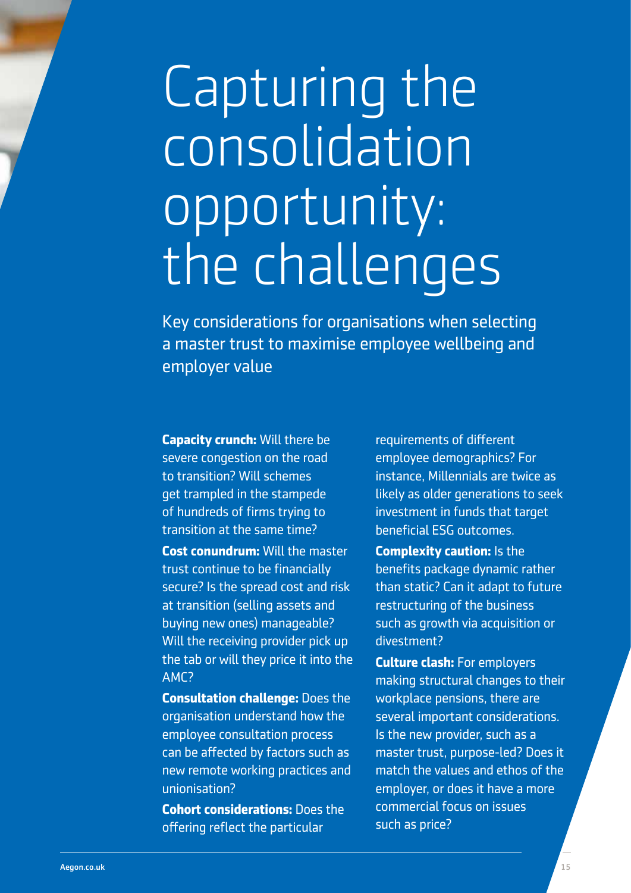# Capturing the consolidation opportunity: the challenges

Key considerations for organisations when selecting a master trust to maximise employee wellbeing and employer value

**Capacity crunch:** Will there be severe congestion on the road to transition? Will schemes get trampled in the stampede of hundreds of firms trying to transition at the same time?

**Cost conundrum:** Will the master trust continue to be financially secure? Is the spread cost and risk at transition (selling assets and buying new ones) manageable? Will the receiving provider pick up the tab or will they price it into the AMC?

**Consultation challenge:** Does the organisation understand how the employee consultation process can be affected by factors such as new remote working practices and unionisation?

**Cohort considerations:** Does the offering reflect the particular requirements of different employee demographics? For instance, Millennials are twice as likely as older generations to seek investment in funds that target beneficial ESG outcomes.

**Complexity caution:** Is the benefits package dynamic rather than static? Can it adapt to future restructuring of the business such as growth via acquisition or divestment?

**Culture clash:** For employers making structural changes to their workplace pensions, there are several important considerations. Is the new provider, such as a master trust, purpose-led? Does it match the values and ethos of the employer, or does it have a more commercial focus on issues such as price?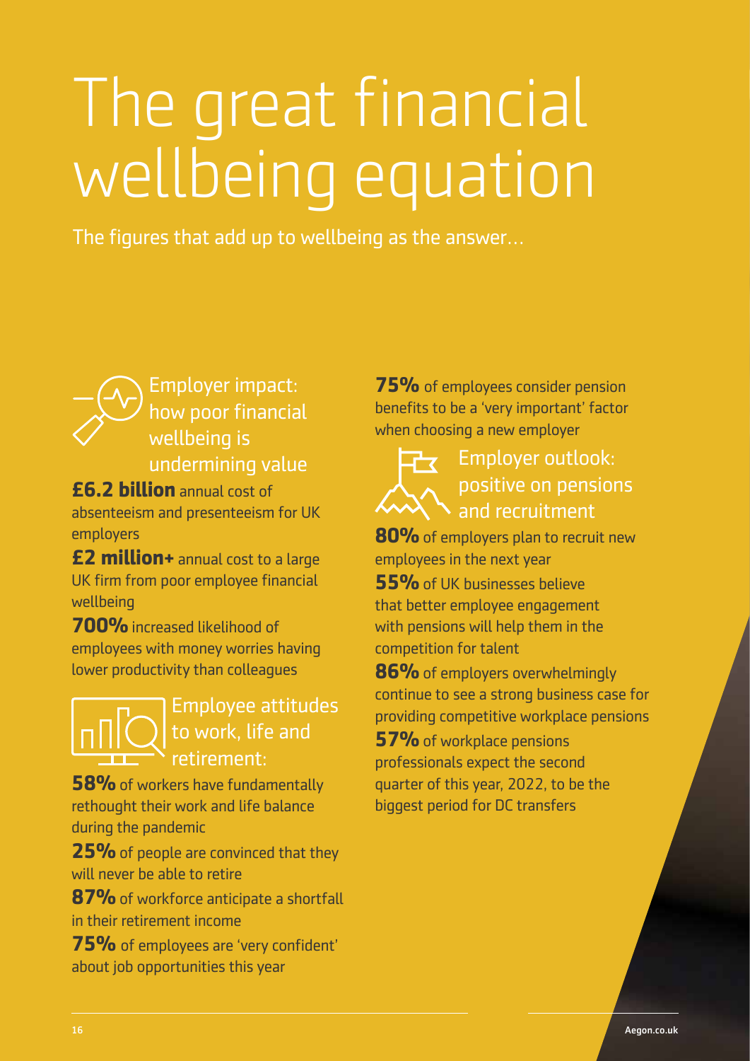# The great financial wellbeing equation

The figures that add up to wellbeing as the answer…

## Employer impact: how poor financial wellbeing is undermining value

**£6.2 billion** annual cost of absenteeism and presenteeism for UK employers

**£2 million+** annual cost to a large UK firm from poor employee financial wellbeing

**700%** increased likelihood of employees with money worries having lower productivity than colleagues

## Employee attitudes to work, life and retirement:

**58%** of workers have fundamentally rethought their work and life balance during the pandemic

**25%** of people are convinced that they will never be able to retire

**87%** of workforce anticipate a shortfall in their retirement income

**75%** of employees are 'very confident' about job opportunities this year

**75%** of employees consider pension benefits to be a 'very important' factor when choosing a new employer

## Employer outlook: positive on pensions and recruitment

**80%** of employers plan to recruit new employees in the next year

**55%** of UK businesses believe that better employee engagement with pensions will help them in the competition for talent

**86%** of employers overwhelmingly continue to see a strong business case for providing competitive workplace pensions

**57%** of workplace pensions professionals expect the second quarter of this year, 2022, to be the biggest period for DC transfers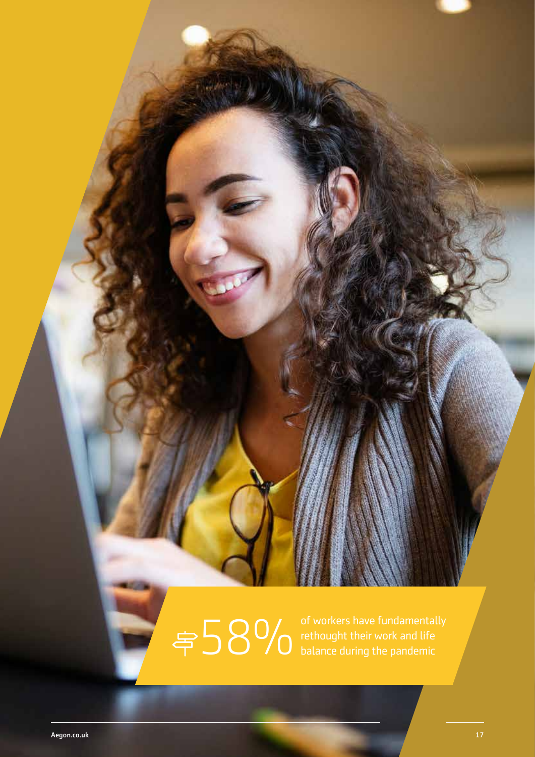58% of workers have fundamentally rethought their work and life balance during the pandemic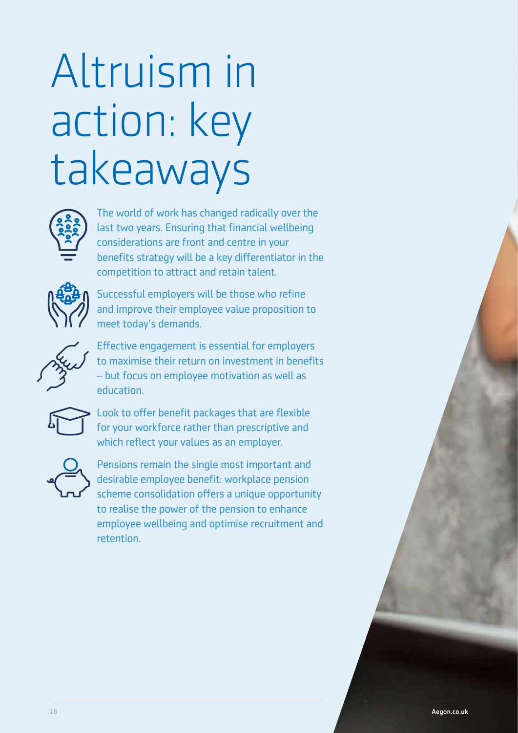# Altruism in action: key takeaways

- The world of work has changed radically over the last two years. Ensuring that financial wellbeing considerations are front and centre in your benefits strategy will be a key differentiator in the competition to attract and retain talent.

- Successful employers will be those who refine and improve their employee value proposition to meet today's demands.

- Effective engagement is essential for employers to maximise their return on investment in benefits – but focus on employee motivation as well as education.

- Look to offer benefit packages that are flexible for your workforce rather than prescriptive and which reflect your values as an employer.

- Pensions remain the single most important and desirable employee benefit: workplace pension scheme consolidation offers a unique opportunity to realise the power of the pension to enhance employee wellbeing and optimise recruitment and retention.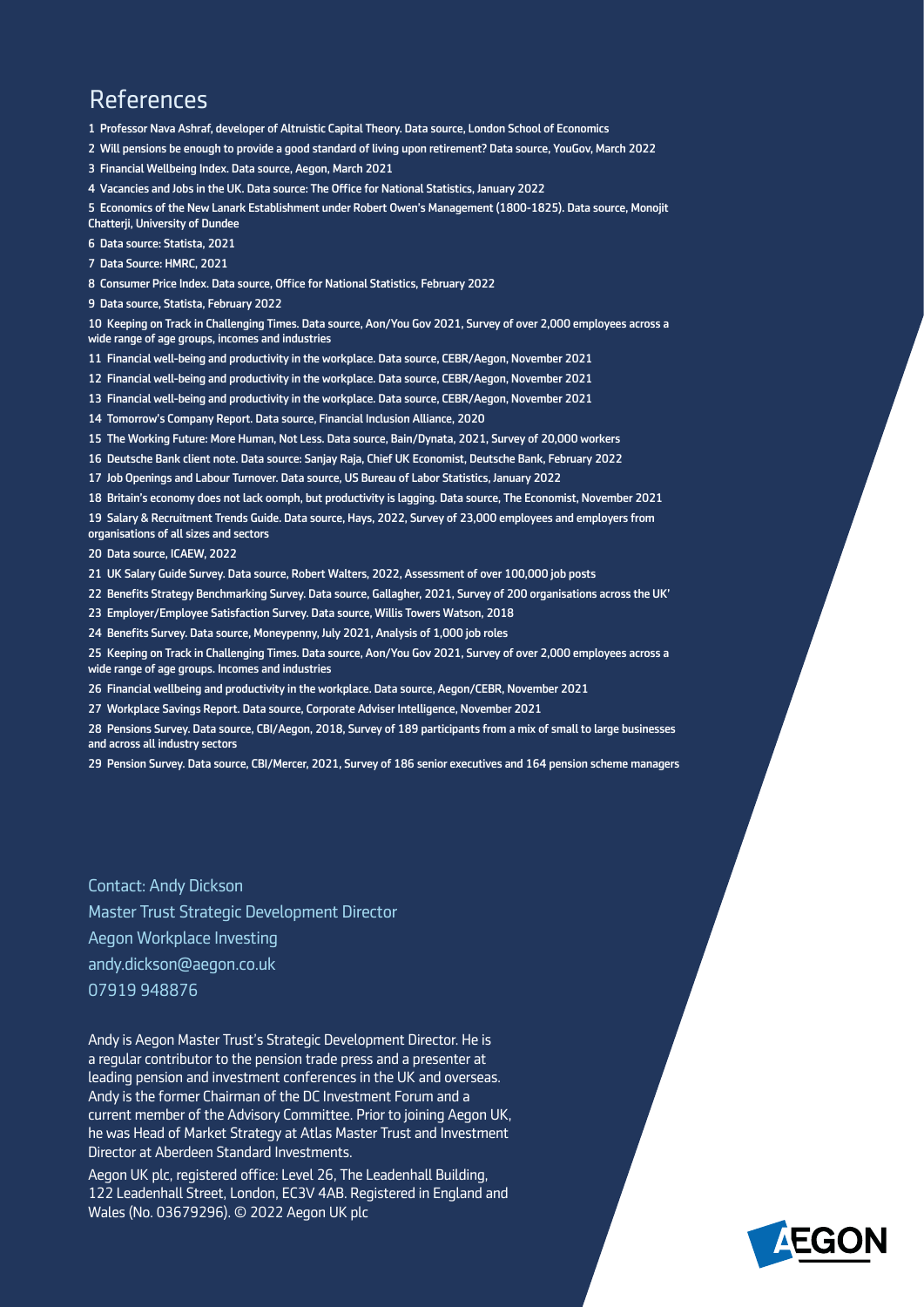# References

1 Professor Nava Ashraf, developer of Altruistic Capital Theory. Data source, London School of Economics

2 Will pensions be enough to provide a good standard of living upon retirement? Data source, YouGov, March 2022

3 Financial Wellbeing Index. Data source, Aegon, March 2021

4 Vacancies and Jobs in the UK. Data source: The Office for National Statistics, January 2022

5 Economics of the New Lanark Establishment under Robert Owen's Management (1800-1825). Data source, Monojit Chatterji, University of Dundee

6 Data source: Statista, 2021

7 Data Source: HMRC, 2021

8 Consumer Price Index. Data source, Office for National Statistics, February 2022

9 Data source, Statista, February 2022

10 Keeping on Track in Challenging Times. Data source, Aon/You Gov 2021, Survey of over 2,000 employees across a wide range of age groups, incomes and industries

11 Financial well-being and productivity in the workplace. Data source, CEBR/Aegon, November 2021

12 Financial well-being and productivity in the workplace. Data source, CEBR/Aegon, November 2021

13 Financial well-being and productivity in the workplace. Data source, CEBR/Aegon, November 2021

14 Tomorrow's Company Report. Data source, Financial Inclusion Alliance, 2020

15 The Working Future: More Human, Not Less. Data source, Bain/Dynata, 2021, Survey of 20,000 workers

16 Deutsche Bank client note. Data source: Sanjay Raja, Chief UK Economist, Deutsche Bank, February 2022

17 Job Openings and Labour Turnover. Data source, US Bureau of Labor Statistics, January 2022

18 Britain's economy does not lack oomph, but productivity is lagging. Data source, The Economist, November 2021

19 Salary & Recruitment Trends Guide. Data source, Hays, 2022, Survey of 23,000 employees and employers from organisations of all sizes and sectors

20 Data source, ICAEW, 2022

21 UK Salary Guide Survey. Data source, Robert Walters, 2022, Assessment of over 100,000 job posts

22 Benefits Strategy Benchmarking Survey. Data source, Gallagher, 2021, Survey of 200 organisations across the UK'

23 Employer/Employee Satisfaction Survey. Data source, Willis Towers Watson, 2018

24 Benefits Survey. Data source, Moneypenny, July 2021, Analysis of 1,000 job roles

25 Keeping on Track in Challenging Times. Data source, Aon/You Gov 2021, Survey of over 2,000 employees across a wide range of age groups. Incomes and industries

26 Financial wellbeing and productivity in the workplace. Data source, Aegon/CEBR, November 2021

27 Workplace Savings Report. Data source, Corporate Adviser Intelligence, November 2021

28 Pensions Survey. Data source, CBI/Aegon, 2018, Survey of 189 participants from a mix of small to large businesses and across all industry sectors

29 Pension Survey. Data source, CBI/Mercer, 2021, Survey of 186 senior executives and 164 pension scheme managers

Contact: Andy Dickson
Master Trust Strategic Development Director
Aegon Workplace Investing
andy.dickson@aegon.co.uk
07919 948876

Andy is Aegon Master Trust's Strategic Development Director. He is a regular contributor to the pension trade press and a presenter at leading pension and investment conferences in the UK and overseas. Andy is the former Chairman of the DC Investment Forum and a current member of the Advisory Committee. Prior to joining Aegon UK, he was Head of Market Strategy at Atlas Master Trust and Investment Director at Aberdeen Standard Investments.

Aegon UK plc, registered office: Level 26, The Leadenhall Building, 122 Leadenhall Street, London, EC3V 4AB. Registered in England and Wales (No. 03679296). © 2022 Aegon UK plc

AEGON